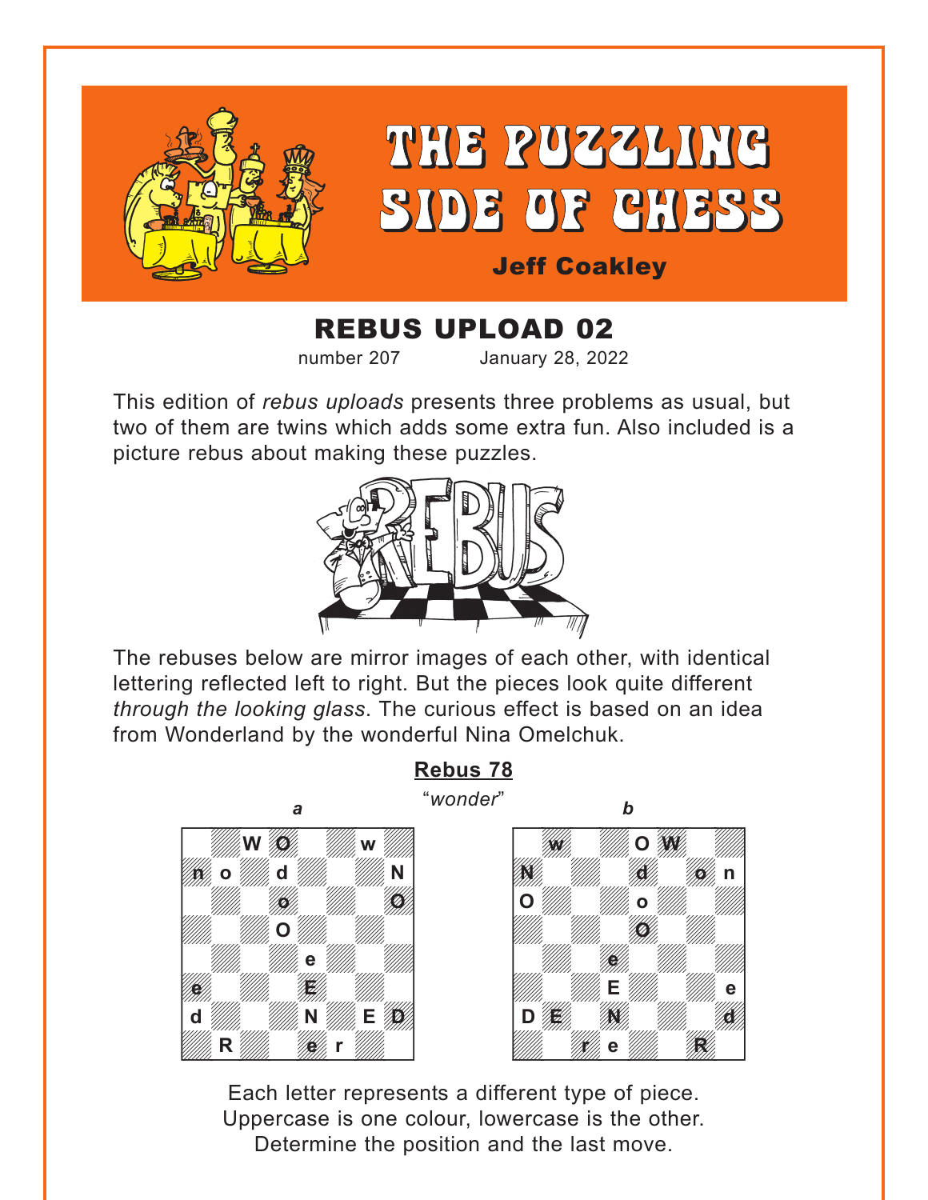# THE PUZZLING SIDE OF CHESS

**Jeff Coakley**

## REBUS UPLOAD 02

number 207 January 28, 2022

This edition of *rebus uploads* presents three problems as usual, but two of them are twins which adds some extra fun. Also included is a picture rebus about making these puzzles.

The rebuses below are mirror images of each other, with identical lettering reflected left to right. But the pieces look quite different *through the looking glass.* The curious effect is based on an idea from Wonderland by the wonderful Nina Omelchuk.

### Rebus 78

"*wonder*"

**a**

| | | | | | | | |
|---|---|---|---|---|---|---|---|
| | | W | O | | | w | |
| n | o | | d | | | | N |
| | | | o | | | | O |
| | | | O | | | | |
| | | | | e | | | |
| e | | | | E | | | |
| d | | | | N | | E | D |
| | R | | | e | r | | |

**b**

| | | | | | | | |
|---|---|---|---|---|---|---|---|
| | w | | | | O | W | |
| N | | | | | d | | o | n |
| O | | | | | o | | | |
| | | | | | O | | | |
| | | | e | | | | |
| | | | E | | | | e |
| D | E | | N | | | | d |
| | | r | e | | | R | |

Each letter represents a different type of piece.
Uppercase is one colour, lowercase is the other.
Determine the position and the last move.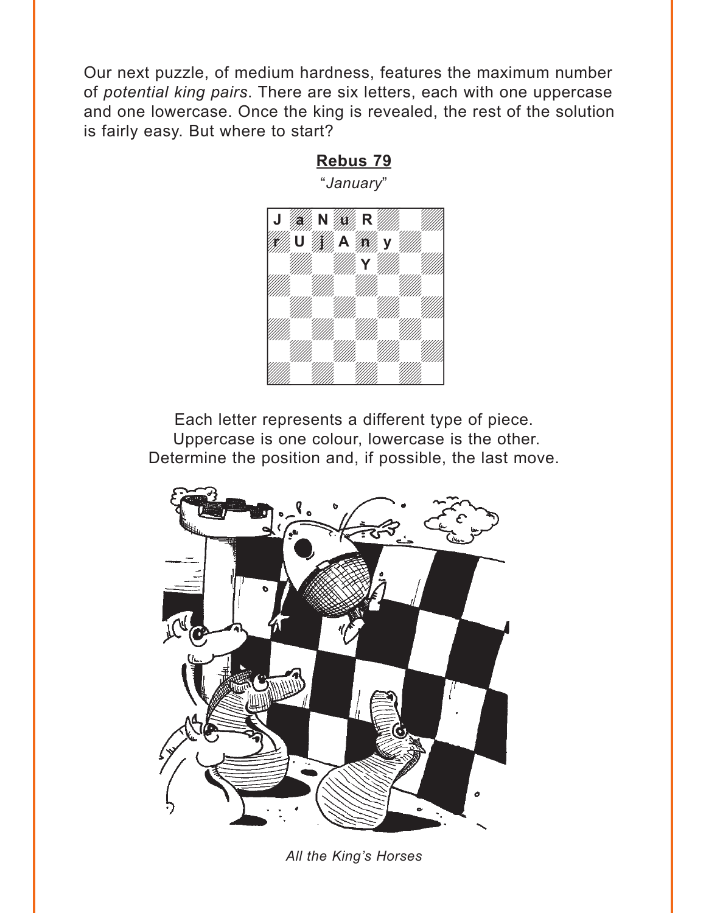Our next puzzle, of medium hardness, features the maximum number of *potential king pairs*. There are six letters, each with one uppercase and one lowercase. Once the king is revealed, the rest of the solution is fairly easy. But where to start?

## Rebus 79

"*January*"

| J | a | N | u | R | | | |
|---|---|---|---|---|---|---|---|
| r | U | j | A | n | y | | |
| | | | | Y | | | |
| | | | | | | | |
| | | | | | | | |
| | | | | | | | |
| | | | | | | | |
| | | | | | | | |

Each letter represents a different type of piece.
Uppercase is one colour, lowercase is the other.
Determine the position and, if possible, the last move.

*All the King's Horses*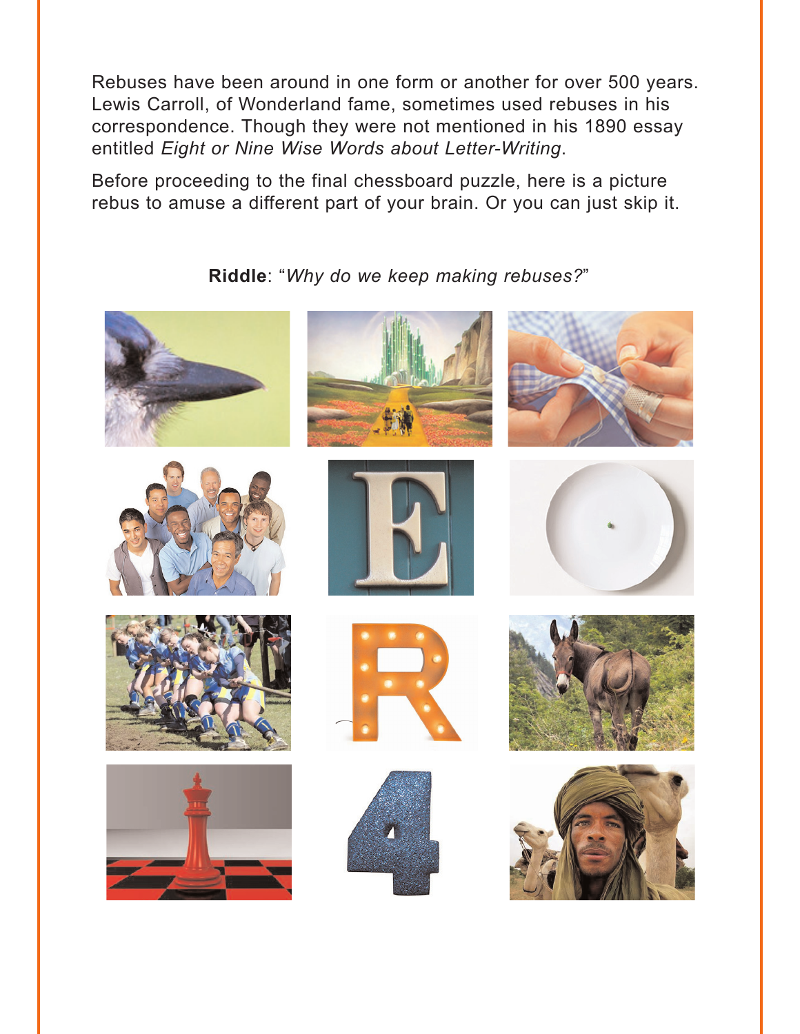Rebuses have been around in one form or another for over 500 years. Lewis Carroll, of Wonderland fame, sometimes used rebuses in his correspondence. Though they were not mentioned in his 1890 essay entitled *Eight or Nine Wise Words about Letter-Writing*.

Before proceeding to the final chessboard puzzle, here is a picture rebus to amuse a different part of your brain. Or you can just skip it.

**Riddle**: "*Why do we keep making rebuses?*"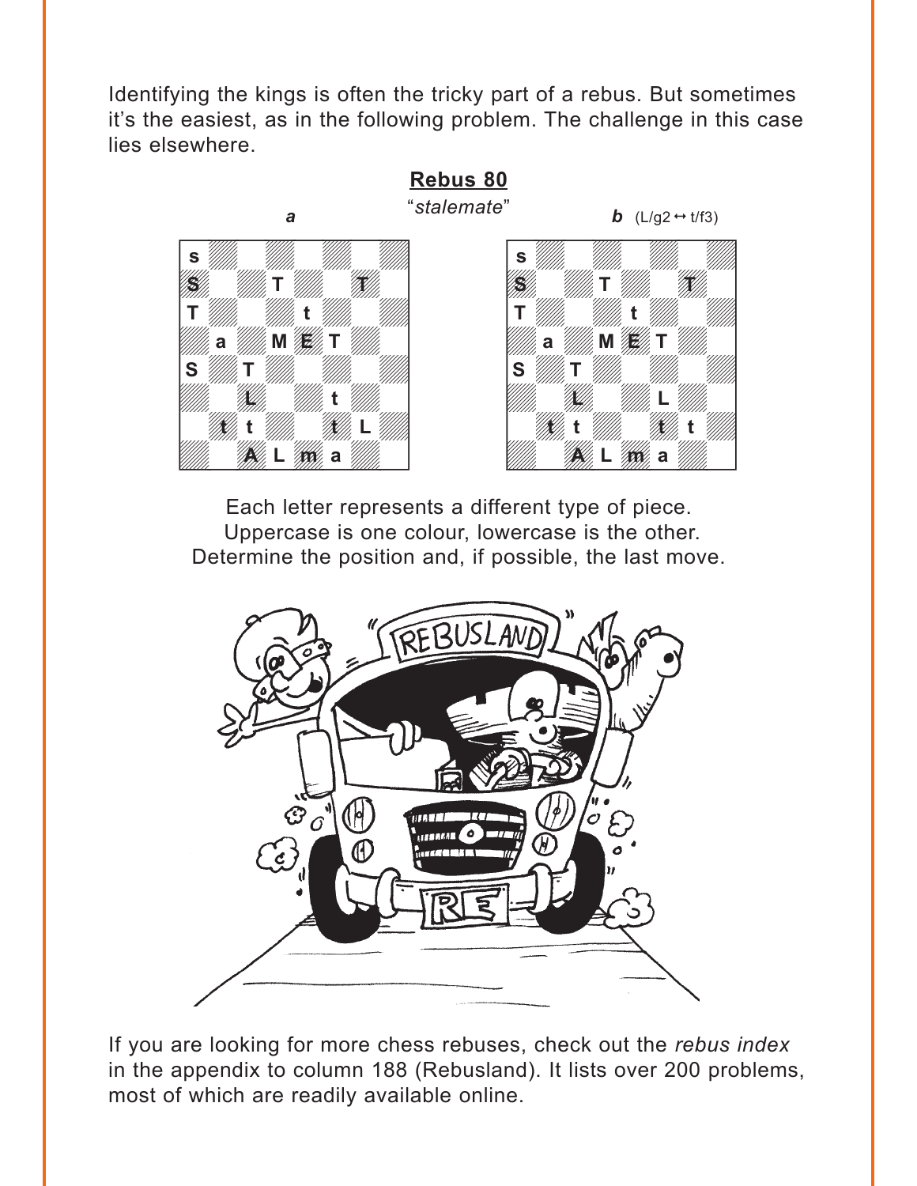Identifying the kings is often the tricky part of a rebus. But sometimes it's the easiest, as in the following problem. The challenge in this case lies elsewhere.

## Rebus 80

"*stalemate*"

***a***

| | | | | | | | |
|---|---|---|---|---|---|---|---|
| s | | | | | | | |
| S | | | T | | | T | |
| T | | | | t | | | |
| | a | | M | E | T | | |
| S | | T | | | | | |
| | | L | | | t | | |
| | t | t | | | t | L | |
| | | A | L | m | a | | |

***b*** (L/g2 ↔ t/f3)

| | | | | | | | |
|---|---|---|---|---|---|---|---|
| s | | | | | | | |
| S | | | T | | | T | |
| T | | | | t | | | |
| | a | | M | E | T | | |
| S | | T | | | | | |
| | | L | | | L | | |
| | t | t | | | t | t | |
| | | A | L | m | a | | |

Each letter represents a different type of piece.
Uppercase is one colour, lowercase is the other.
Determine the position and, if possible, the last move.

If you are looking for more chess rebuses, check out the *rebus index* in the appendix to column 188 (Rebusland). It lists over 200 problems, most of which are readily available online.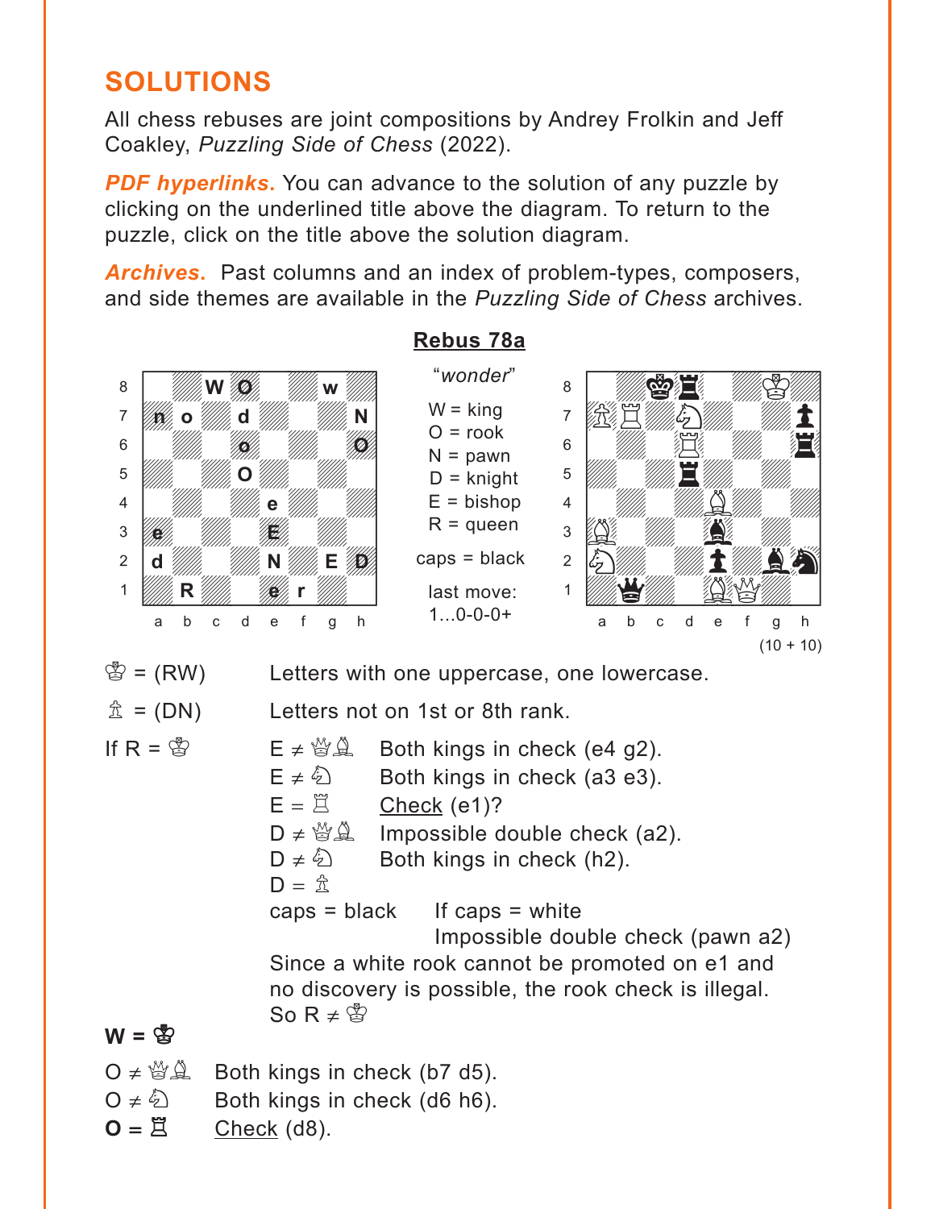## SOLUTIONS

All chess rebuses are joint compositions by Andrey Frolkin and Jeff Coakley, *Puzzling Side of Chess* (2022).

***PDF hyperlinks***. You can advance to the solution of any puzzle by clicking on the underlined title above the diagram. To return to the puzzle, click on the title above the solution diagram.

***Archives***. Past columns and an index of problem-types, composers, and side themes are available in the *Puzzling Side of Chess* archives.

### Rebus 78a

*"wonder"*

W = king
O = rook
N = pawn
D = knight
E = bishop
R = queen

caps = black

last move:
1...0-0-0+

(10 + 10)

♔ = (RW) Letters with one uppercase, one lowercase.

♙ = (DN) Letters not on 1st or 8th rank.

If R = ♔

E ≠ ♕♗ Both kings in check (e4 g2).
E ≠ ♘ Both kings in check (a3 e3).
E = ♖ Check (e1)?
D ≠ ♕♗ Impossible double check (a2).
D ≠ ♘ Both kings in check (h2).
D = ♙
caps = black    If caps = white
    Impossible double check (pawn a2)

Since a white rook cannot be promoted on e1 and no discovery is possible, the rook check is illegal.
So R ≠ ♔

**W = ♚**

O ≠ ♕♗ Both kings in check (b7 d5).
O ≠ ♘ Both kings in check (d6 h6).
**O = ♖** Check (d8).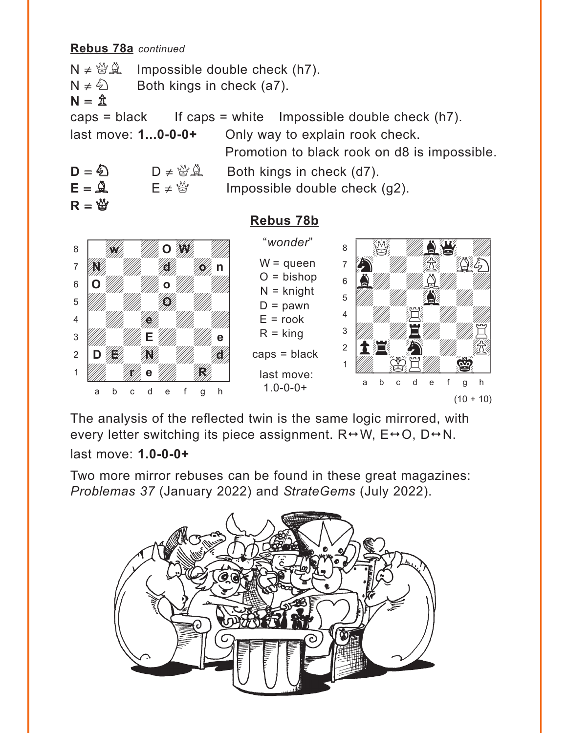**Rebus 78a** *continued*

N ≠ ♕♗  Impossible double check (h7).
N ≠ ♘  Both kings in check (a7).
**N = ♙**
caps = black  If caps = white  Impossible double check (h7).
last move: **1...0-0-0+**  Only way to explain rook check.
Promotion to black rook on d8 is impossible.

**D = ♞**  D ≠ ♕♗  Both kings in check (d7).
**E = ♝**  E ≠ ♕  Impossible double check (g2).
**R = ♛**

**Rebus 78b**

"*wonder*"

W = queen
O = bishop
N = knight
D = pawn
E = rook
R = king

caps = black

last move:
1.0-0-0+

(10 + 10)

The analysis of the reflected twin is the same logic mirrored, with every letter switching its piece assignment. R↔W, E↔O, D↔N.

last move: **1.0-0-0+**

Two more mirror rebuses can be found in these great magazines: *Problemas 37* (January 2022) and *StrateGems* (July 2022).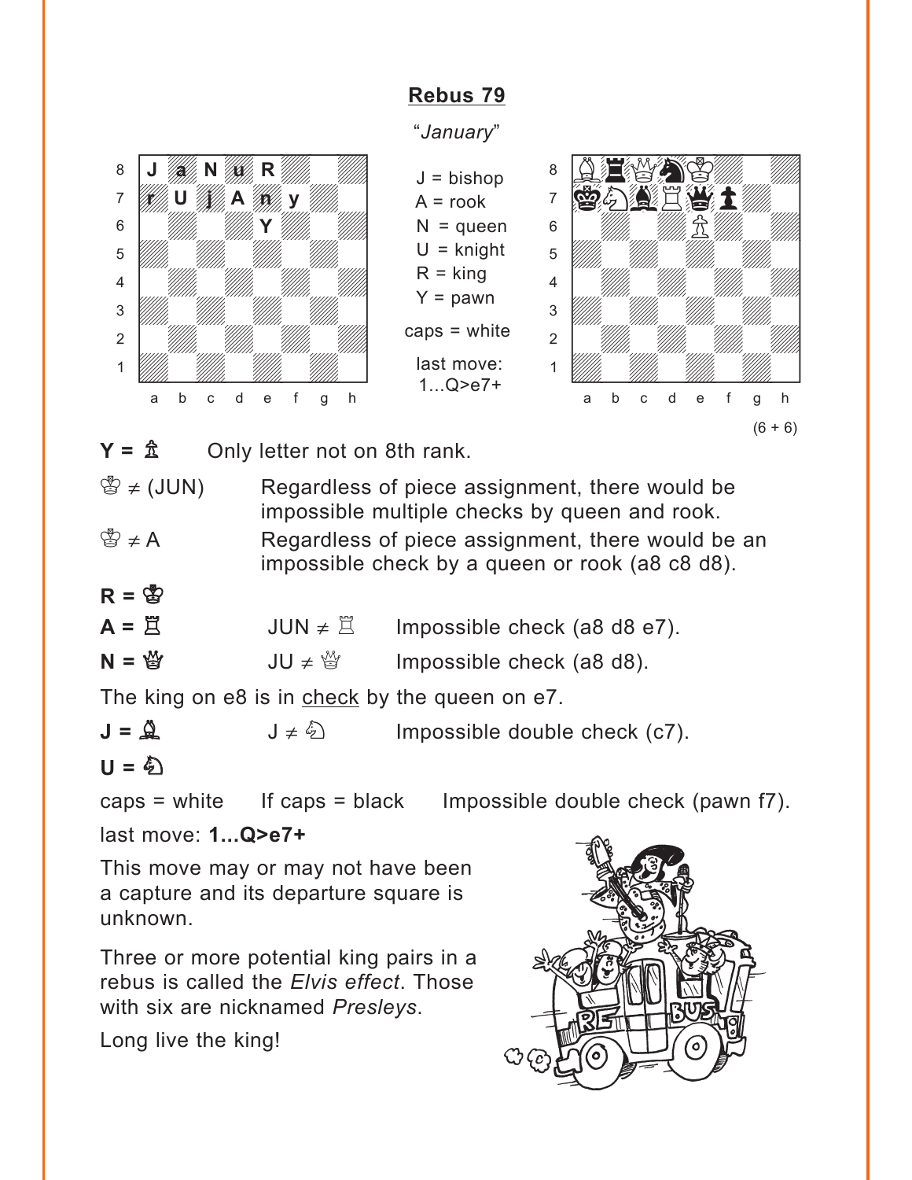## Rebus 79

*"January"*

| | a | b | c | d | e | f | g | h |
|---|---|---|---|---|---|---|---|---|
| 8 | J | a | N | u | R | | | |
| 7 | r | U | j | A | n | y | | |
| 6 | | | | | Y | | | |

J = bishop
A = rook
N = queen
U = knight
R = king
Y = pawn

caps = white

last move: 1...Q>e7+

(6 + 6)

**Y** = ♙ Only letter not on 8th rank.

♔ ≠ (JUN) Regardless of piece assignment, there would be impossible multiple checks by queen and rook.

♔ ≠ A Regardless of piece assignment, there would be an impossible check by a queen or rook (a8 c8 d8).

**R** = ♔

**A** = ♖ JUN ≠ ♖ Impossible check (a8 d8 e7).

**N** = ♕ JU ≠ ♕ Impossible check (a8 d8).

The king on e8 is in check by the queen on e7.

**J** = ♗ J ≠ ♘ Impossible double check (c7).

**U** = ♘

caps = white If caps = black Impossible double check (pawn f7).

last move: **1...Q>e7+**

This move may or may not have been a capture and its departure square is unknown.

Three or more potential king pairs in a rebus is called the *Elvis effect*. Those with six are nicknamed *Presleys*.

Long live the king!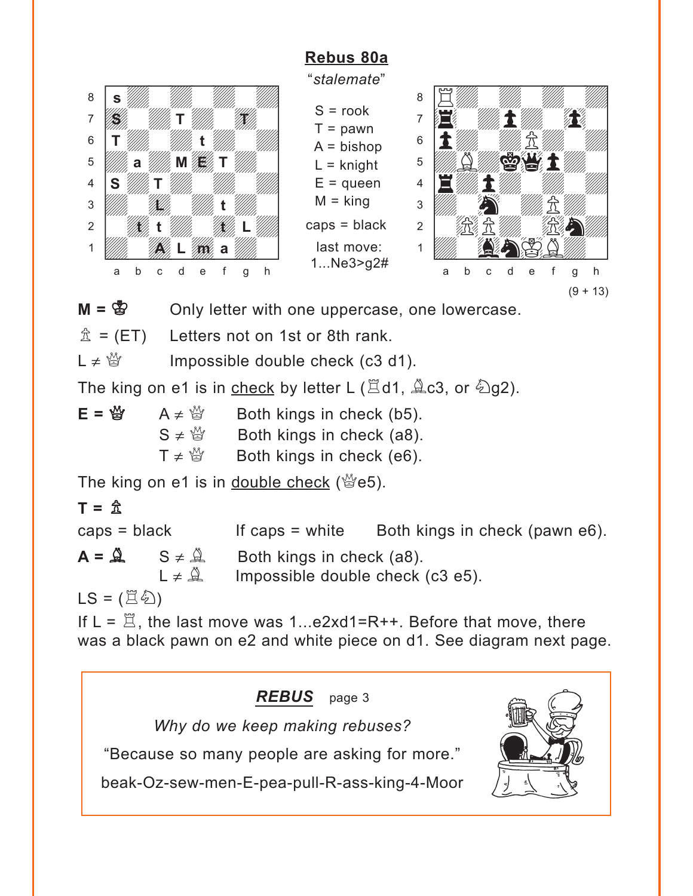## Rebus 80a

*"stalemate"*

| | a | b | c | d | e | f | g | h |
|---|---|---|---|---|---|---|---|---|
| 8 | s | | | | | | | |
| 7 | S | | | T | | | T | |
| 6 | T | | | | t | | | |
| 5 | | a | | M | E | T | | |
| 4 | S | | T | | | | | |
| 3 | | | L | | | t | | |
| 2 | | t | t | | | t | L | |
| 1 | | | A | L | m | a | | |

S = rook
T = pawn
A = bishop
L = knight
E = queen
M = king
caps = black

last move:
1...Ne3>g2#

(9 + 13)

**M = ♔** Only letter with one uppercase, one lowercase.

♙ = (ET) Letters not on 1st or 8th rank.

L ≠ ♕ Impossible double check (c3 d1).

The king on e1 is in check by letter L (♖d1, ♗c3, or ♘g2).

**E = ♕**
A ≠ ♕ Both kings in check (b5).
S ≠ ♕ Both kings in check (a8).
T ≠ ♕ Both kings in check (e6).

The king on e1 is in double check (♕e5).

**T = ♙**

caps = black If caps = white Both kings in check (pawn e6).

**A = ♗**
S ≠ ♗ Both kings in check (a8).
L ≠ ♗ Impossible double check (c3 e5).

LS = (♖♘)

If L = ♖, the last move was 1...e2xd1=R++. Before that move, there was a black pawn on e2 and white piece on d1. See diagram next page.

***REBUS*** page 3

*Why do we keep making rebuses?*

"Because so many people are asking for more."

beak-Oz-sew-men-E-pea-pull-R-ass-king-4-Moor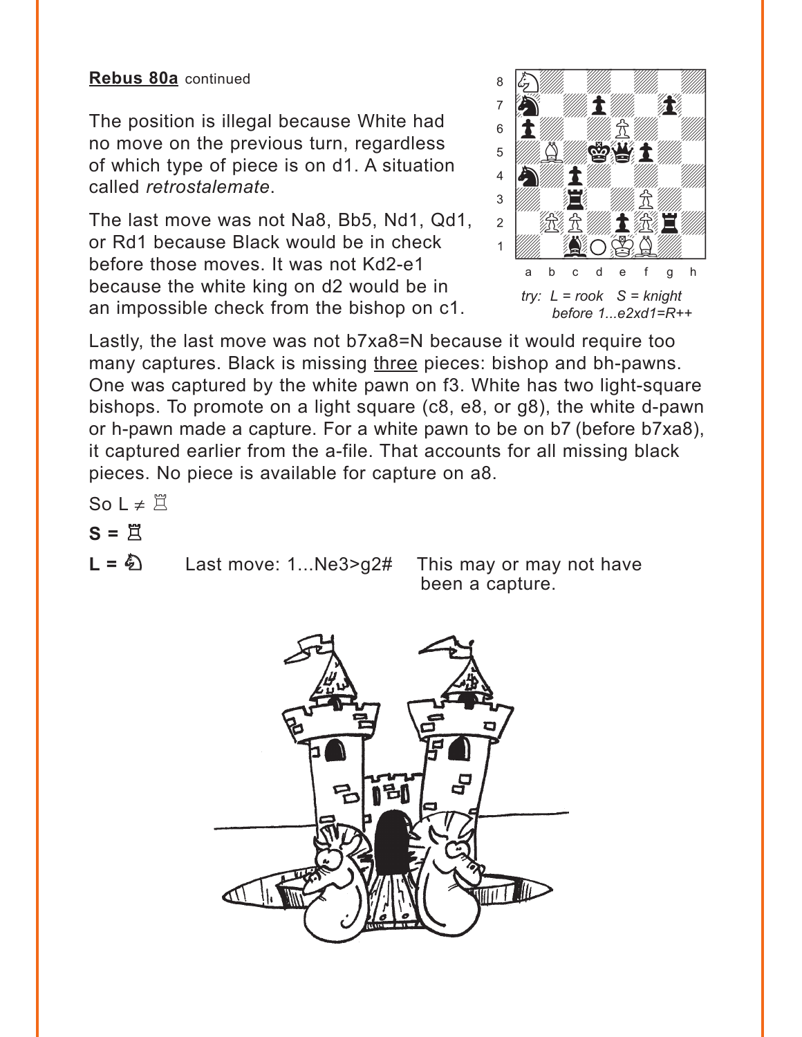**Rebus 80a** continued

The position is illegal because White had no move on the previous turn, regardless of which type of piece is on d1. A situation called *retrostalemate*.

The last move was not Na8, Bb5, Nd1, Qd1, or Rd1 because Black would be in check before those moves. It was not Kd2-e1 because the white king on d2 would be in an impossible check from the bishop on c1.

*try: L = rook S = knight before 1...e2xd1=R++*

Lastly, the last move was not b7xa8=N because it would require too many captures. Black is missing three pieces: bishop and bh-pawns. One was captured by the white pawn on f3. White has two light-square bishops. To promote on a light square (c8, e8, or g8), the white d-pawn or h-pawn made a capture. For a white pawn to be on b7 (before b7xa8), it captured earlier from the a-file. That accounts for all missing black pieces. No piece is available for capture on a8.

So L ≠ ♖

**S = ♖**

**L = ♘** Last move: 1...Ne3>g2# This may or may not have been a capture.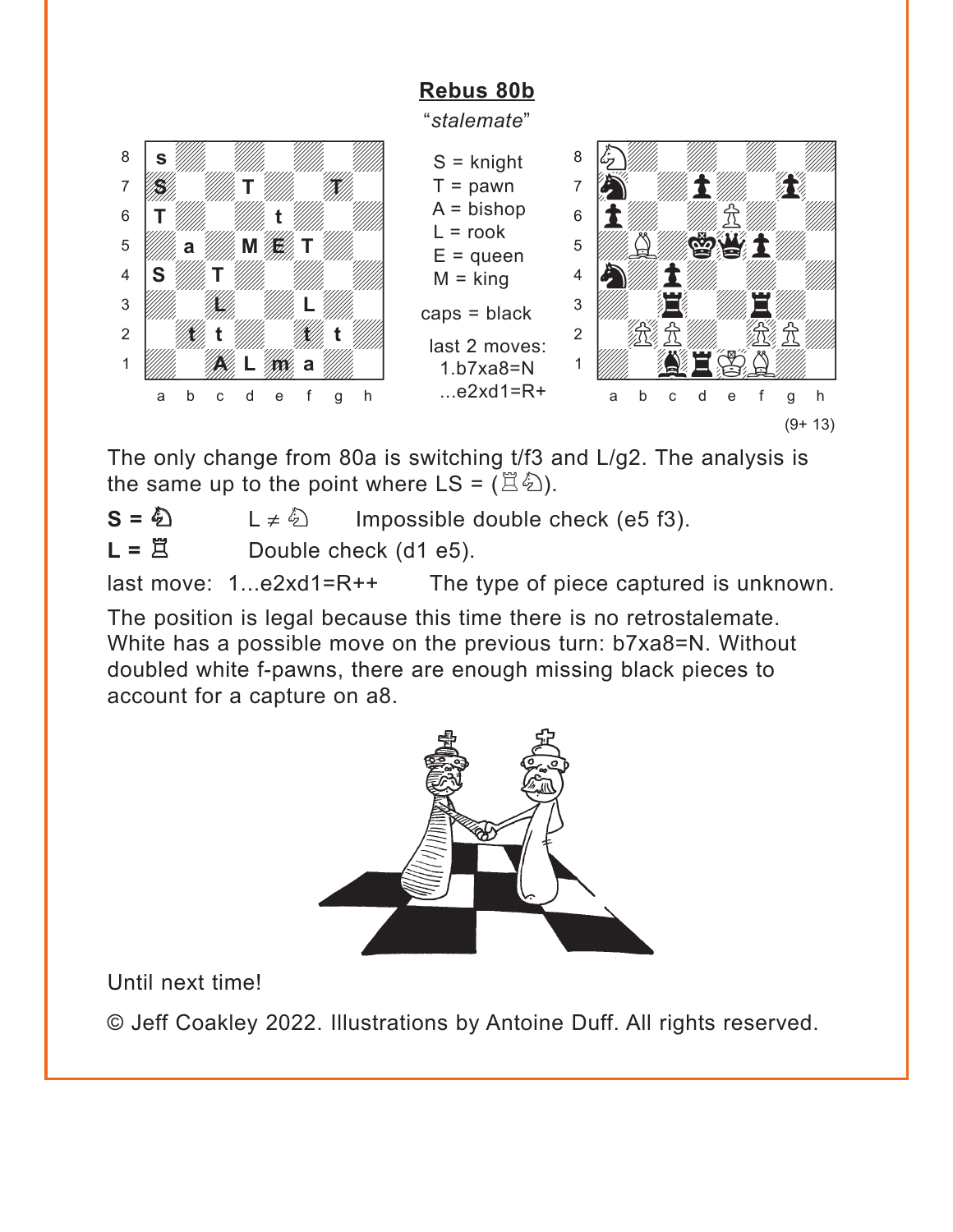## Rebus 80b

"*stalemate*"

S = knight
T = pawn
A = bishop
L = rook
E = queen
M = king

caps = black

last 2 moves:
1.b7xa8=N
...e2xd1=R+

(9+ 13)

The only change from 80a is switching t/f3 and L/g2. The analysis is the same up to the point where LS = (♖♘).

**S = ♘** L ≠ ♘ Impossible double check (e5 f3).

**L = ♖** Double check (d1 e5).

last move: 1...e2xd1=R++ The type of piece captured is unknown.

The position is legal because this time there is no retrostalemate. White has a possible move on the previous turn: b7xa8=N. Without doubled white f-pawns, there are enough missing black pieces to account for a capture on a8.

Until next time!

© Jeff Coakley 2022. Illustrations by Antoine Duff. All rights reserved.